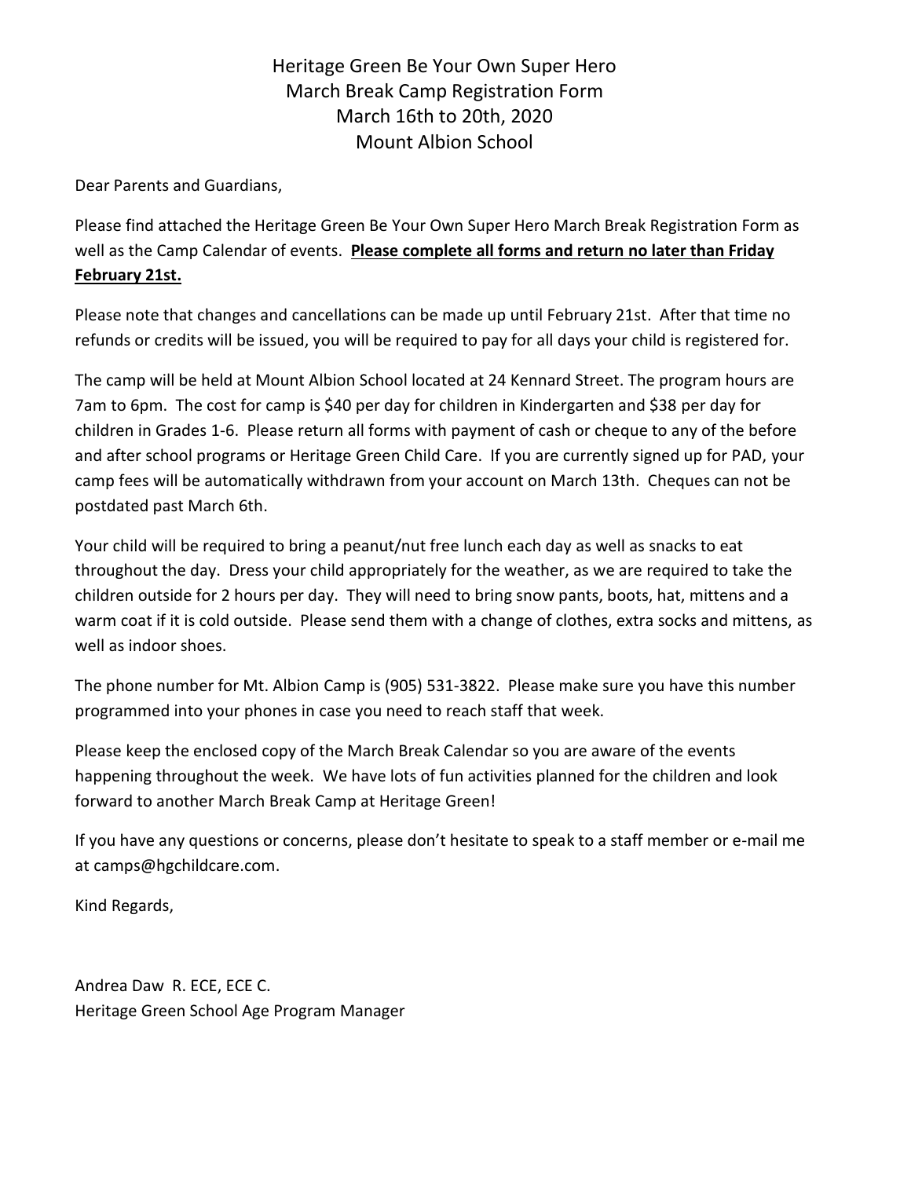# Heritage Green Be Your Own Super Hero
## March Break Camp Registration Form
## March 16th to 20th, 2020
## Mount Albion School

Dear Parents and Guardians,

Please find attached the Heritage Green Be Your Own Super Hero March Break Registration Form as well as the Camp Calendar of events. **Please complete all forms and return no later than Friday February 21st.**

Please note that changes and cancellations can be made up until February 21st. After that time no refunds or credits will be issued, you will be required to pay for all days your child is registered for.

The camp will be held at Mount Albion School located at 24 Kennard Street. The program hours are 7am to 6pm. The cost for camp is $40 per day for children in Kindergarten and $38 per day for children in Grades 1-6. Please return all forms with payment of cash or cheque to any of the before and after school programs or Heritage Green Child Care. If you are currently signed up for PAD, your camp fees will be automatically withdrawn from your account on March 13th. Cheques can not be postdated past March 6th.

Your child will be required to bring a peanut/nut free lunch each day as well as snacks to eat throughout the day. Dress your child appropriately for the weather, as we are required to take the children outside for 2 hours per day. They will need to bring snow pants, boots, hat, mittens and a warm coat if it is cold outside. Please send them with a change of clothes, extra socks and mittens, as well as indoor shoes.

The phone number for Mt. Albion Camp is (905) 531-3822. Please make sure you have this number programmed into your phones in case you need to reach staff that week.

Please keep the enclosed copy of the March Break Calendar so you are aware of the events happening throughout the week. We have lots of fun activities planned for the children and look forward to another March Break Camp at Heritage Green!

If you have any questions or concerns, please don't hesitate to speak to a staff member or e-mail me at camps@hgchildcare.com.

Kind Regards,

Andrea Daw R. ECE, ECE C.
Heritage Green School Age Program Manager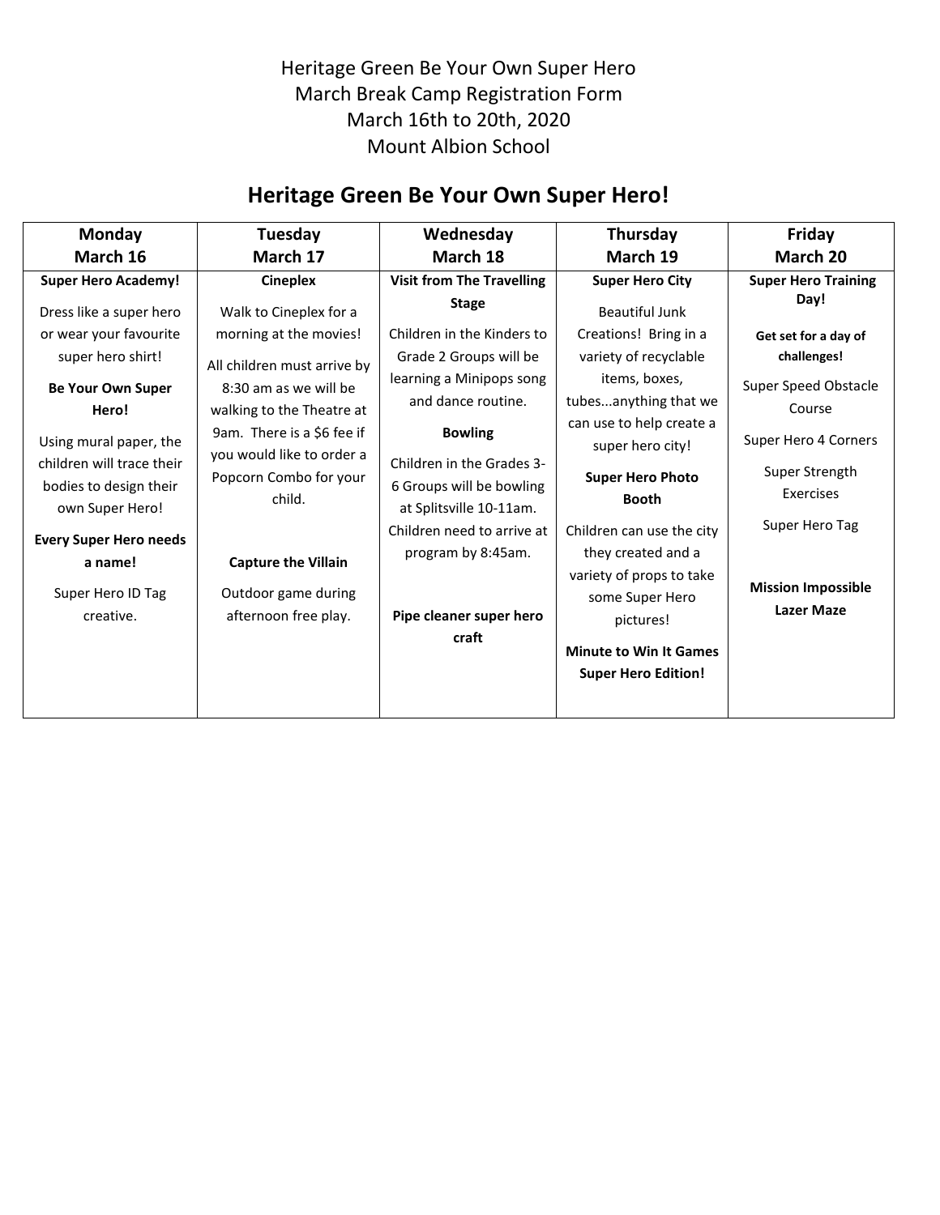Heritage Green Be Your Own Super Hero
March Break Camp Registration Form
March 16th to 20th, 2020
Mount Albion School

## Heritage Green Be Your Own Super Hero!

| Monday<br>March 16 | Tuesday<br>March 17 | Wednesday<br>March 18 | Thursday<br>March 19 | Friday<br>March 20 |
|---|---|---|---|---|
| **Super Hero Academy!**<br><br>Dress like a super hero or wear your favourite super hero shirt!<br><br>**Be Your Own Super Hero!**<br><br>Using mural paper, the children will trace their bodies to design their own Super Hero!<br><br>**Every Super Hero needs a name!**<br><br>Super Hero ID Tag creative. | **Cineplex**<br><br>Walk to Cineplex for a morning at the movies!<br><br>All children must arrive by 8:30 am as we will be walking to the Theatre at 9am. There is a $6 fee if you would like to order a Popcorn Combo for your child.<br><br>**Capture the Villain**<br><br>Outdoor game during afternoon free play. | **Visit from The Travelling Stage**<br><br>Children in the Kinders to Grade 2 Groups will be learning a Minipops song and dance routine.<br><br>**Bowling**<br><br>Children in the Grades 3-6 Groups will be bowling at Splitsville 10-11am. Children need to arrive at program by 8:45am.<br><br>**Pipe cleaner super hero craft** | **Super Hero City**<br><br>Beautiful Junk Creations! Bring in a variety of recyclable items, boxes, tubes...anything that we can use to help create a super hero city!<br><br>**Super Hero Photo Booth**<br><br>Children can use the city they created and a variety of props to take some Super Hero pictures!<br><br>**Minute to Win It Games Super Hero Edition!** | **Super Hero Training Day!**<br><br>**Get set for a day of challenges!**<br><br>Super Speed Obstacle Course<br><br>Super Hero 4 Corners<br><br>Super Strength Exercises<br><br>Super Hero Tag<br><br>**Mission Impossible Lazer Maze** |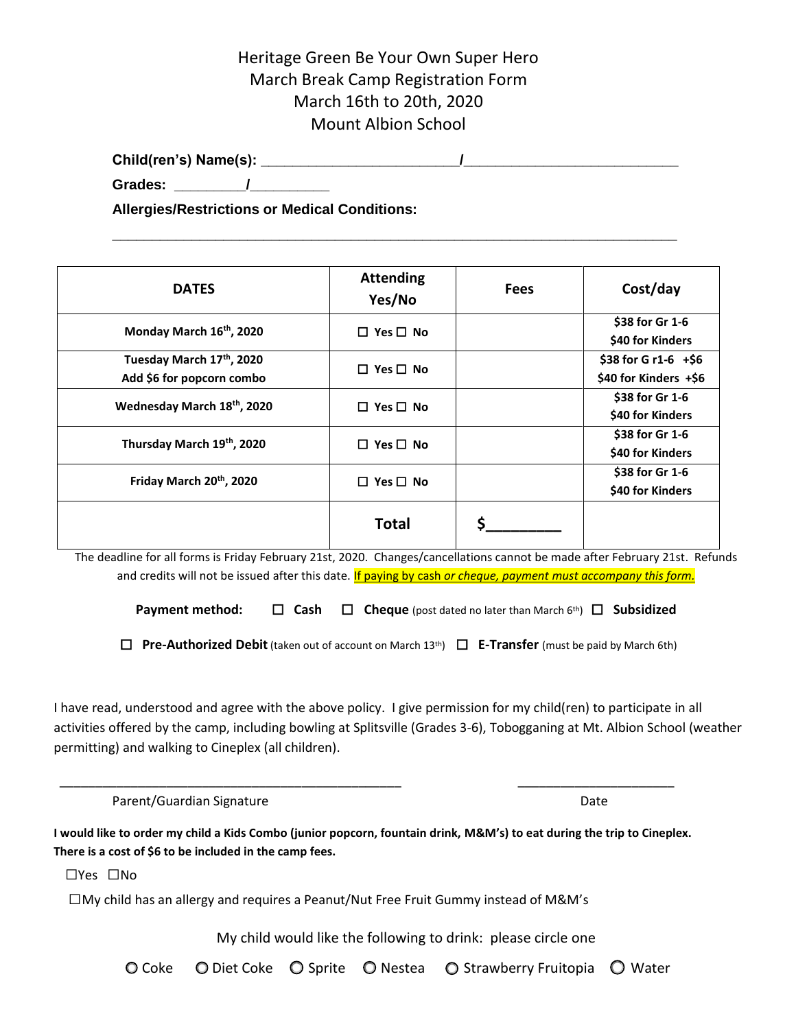# Heritage Green Be Your Own Super Hero March Break Camp Registration Form March 16th to 20th, 2020 Mount Albion School

**Child(ren's) Name(s): ________________________/__________________________**

**Grades: _________/__________**

**Allergies/Restrictions or Medical Conditions:**

______________________________________________________________________

| DATES | Attending Yes/No | Fees | Cost/day |
|---|---|---|---|
| **Monday March 16th, 2020** | ☐ Yes ☐ No | | $38 for Gr 1-6<br>$40 for Kinders |
| **Tuesday March 17th, 2020**<br>**Add $6 for popcorn combo** | ☐ Yes ☐ No | | $38 for G r1-6 +$6<br>$40 for Kinders +$6 |
| **Wednesday March 18th, 2020** | ☐ Yes ☐ No | | $38 for Gr 1-6<br>$40 for Kinders |
| **Thursday March 19th, 2020** | ☐ Yes ☐ No | | $38 for Gr 1-6<br>$40 for Kinders |
| **Friday March 20th, 2020** | ☐ Yes ☐ No | | $38 for Gr 1-6<br>$40 for Kinders |
| | **Total** | **$________** | |

The deadline for all forms is Friday February 21st, 2020. Changes/cancellations cannot be made after February 21st. Refunds and credits will not be issued after this date. If paying by cash *or cheque, payment must accompany this form.*

**Payment method:** ☐ **Cash** ☐ **Cheque** (post dated no later than March 6th) ☐ **Subsidized**

☐ **Pre-Authorized Debit** (taken out of account on March 13th) ☐ **E-Transfer** (must be paid by March 6th)

I have read, understood and agree with the above policy. I give permission for my child(ren) to participate in all activities offered by the camp, including bowling at Splitsville (Grades 3-6), Tobogganing at Mt. Albion School (weather permitting) and walking to Cineplex (all children).

_______________________________________________ ______________________

Parent/Guardian Signature Date

**I would like to order my child a Kids Combo (junior popcorn, fountain drink, M&M's) to eat during the trip to Cineplex. There is a cost of $6 to be included in the camp fees.**

☐Yes ☐No

☐My child has an allergy and requires a Peanut/Nut Free Fruit Gummy instead of M&M's

My child would like the following to drink: please circle one

○ Coke ○ Diet Coke ○ Sprite ○ Nestea ○ Strawberry Fruitopia ○ Water